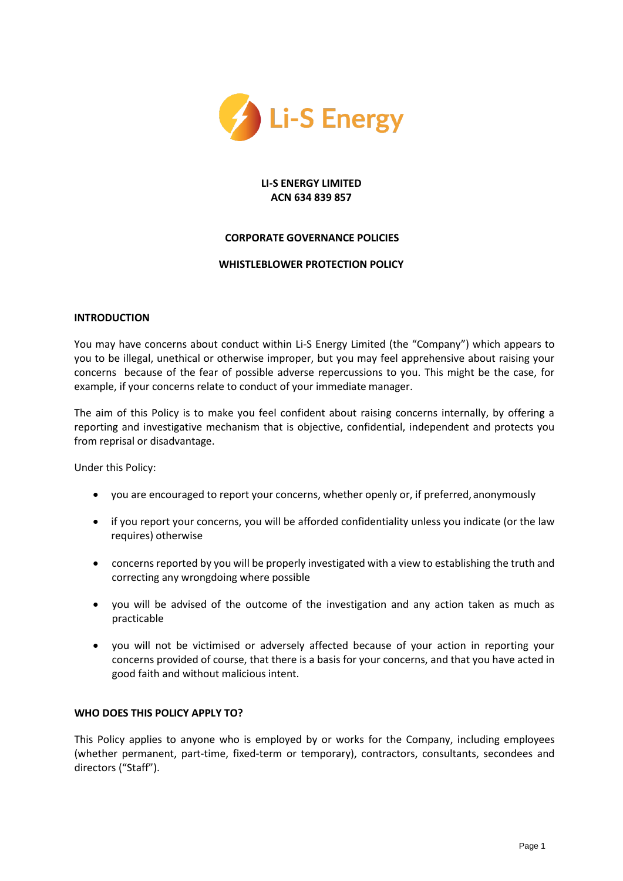**LI-S ENERGY LIMITED**
**ACN 634 839 857**

**CORPORATE GOVERNANCE POLICIES**

**WHISTLEBLOWER PROTECTION POLICY**

## INTRODUCTION

You may have concerns about conduct within Li-S Energy Limited (the "Company") which appears to you to be illegal, unethical or otherwise improper, but you may feel apprehensive about raising your concerns because of the fear of possible adverse repercussions to you. This might be the case, for example, if your concerns relate to conduct of your immediate manager.

The aim of this Policy is to make you feel confident about raising concerns internally, by offering a reporting and investigative mechanism that is objective, confidential, independent and protects you from reprisal or disadvantage.

Under this Policy:

- you are encouraged to report your concerns, whether openly or, if preferred, anonymously
- if you report your concerns, you will be afforded confidentiality unless you indicate (or the law requires) otherwise
- concerns reported by you will be properly investigated with a view to establishing the truth and correcting any wrongdoing where possible
- you will be advised of the outcome of the investigation and any action taken as much as practicable
- you will not be victimised or adversely affected because of your action in reporting your concerns provided of course, that there is a basis for your concerns, and that you have acted in good faith and without malicious intent.

## WHO DOES THIS POLICY APPLY TO?

This Policy applies to anyone who is employed by or works for the Company, including employees (whether permanent, part-time, fixed-term or temporary), contractors, consultants, secondees and directors ("Staff").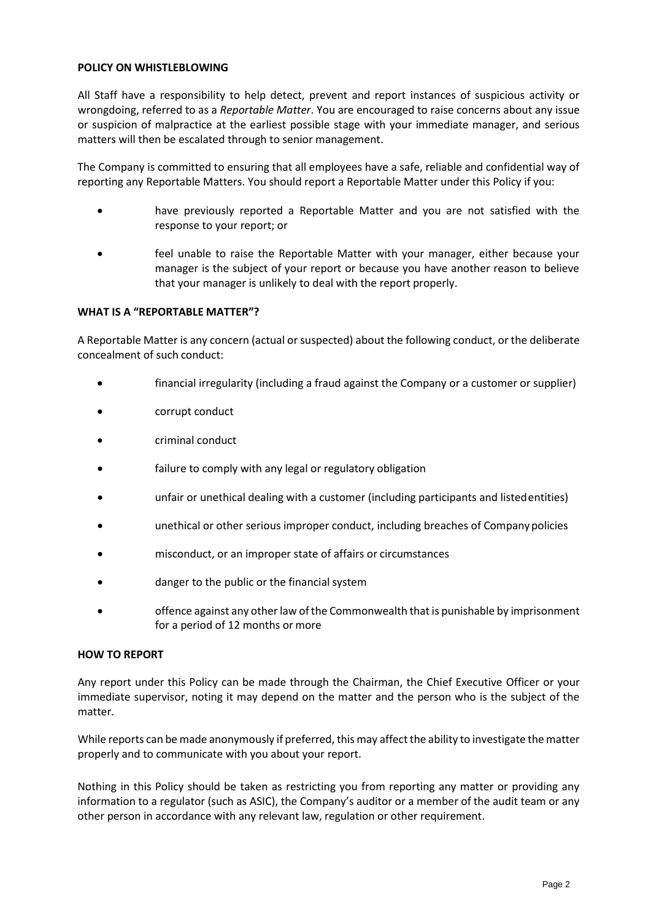**POLICY ON WHISTLEBLOWING**

All Staff have a responsibility to help detect, prevent and report instances of suspicious activity or wrongdoing, referred to as a *Reportable Matter*. You are encouraged to raise concerns about any issue or suspicion of malpractice at the earliest possible stage with your immediate manager, and serious matters will then be escalated through to senior management.

The Company is committed to ensuring that all employees have a safe, reliable and confidential way of reporting any Reportable Matters. You should report a Reportable Matter under this Policy if you:

- have previously reported a Reportable Matter and you are not satisfied with the response to your report; or
- feel unable to raise the Reportable Matter with your manager, either because your manager is the subject of your report or because you have another reason to believe that your manager is unlikely to deal with the report properly.

**WHAT IS A "REPORTABLE MATTER"?**

A Reportable Matter is any concern (actual or suspected) about the following conduct, or the deliberate concealment of such conduct:

- financial irregularity (including a fraud against the Company or a customer or supplier)
- corrupt conduct
- criminal conduct
- failure to comply with any legal or regulatory obligation
- unfair or unethical dealing with a customer (including participants and listed entities)
- unethical or other serious improper conduct, including breaches of Company policies
- misconduct, or an improper state of affairs or circumstances
- danger to the public or the financial system
- offence against any other law of the Commonwealth that is punishable by imprisonment for a period of 12 months or more

**HOW TO REPORT**

Any report under this Policy can be made through the Chairman, the Chief Executive Officer or your immediate supervisor, noting it may depend on the matter and the person who is the subject of the matter.

While reports can be made anonymously if preferred, this may affect the ability to investigate the matter properly and to communicate with you about your report.

Nothing in this Policy should be taken as restricting you from reporting any matter or providing any information to a regulator (such as ASIC), the Company's auditor or a member of the audit team or any other person in accordance with any relevant law, regulation or other requirement.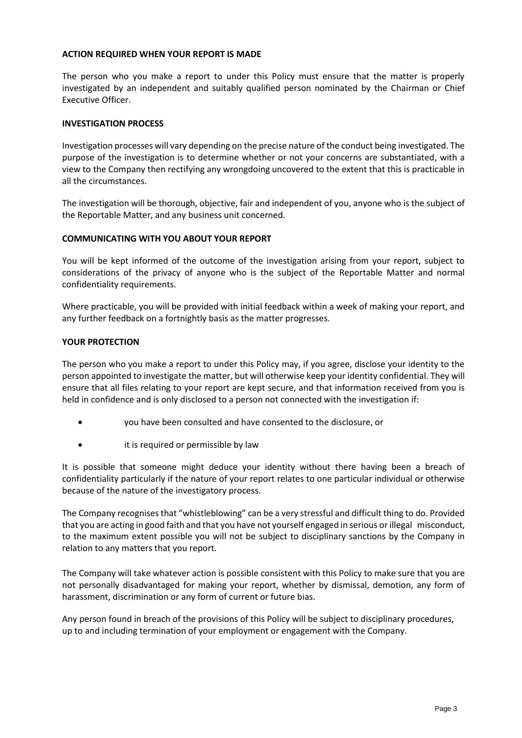**ACTION REQUIRED WHEN YOUR REPORT IS MADE**

The person who you make a report to under this Policy must ensure that the matter is properly investigated by an independent and suitably qualified person nominated by the Chairman or Chief Executive Officer.

**INVESTIGATION PROCESS**

Investigation processes will vary depending on the precise nature of the conduct being investigated. The purpose of the investigation is to determine whether or not your concerns are substantiated, with a view to the Company then rectifying any wrongdoing uncovered to the extent that this is practicable in all the circumstances.

The investigation will be thorough, objective, fair and independent of you, anyone who is the subject of the Reportable Matter, and any business unit concerned.

**COMMUNICATING WITH YOU ABOUT YOUR REPORT**

You will be kept informed of the outcome of the investigation arising from your report, subject to considerations of the privacy of anyone who is the subject of the Reportable Matter and normal confidentiality requirements.

Where practicable, you will be provided with initial feedback within a week of making your report, and any further feedback on a fortnightly basis as the matter progresses.

**YOUR PROTECTION**

The person who you make a report to under this Policy may, if you agree, disclose your identity to the person appointed to investigate the matter, but will otherwise keep your identity confidential. They will ensure that all files relating to your report are kept secure, and that information received from you is held in confidence and is only disclosed to a person not connected with the investigation if:

- you have been consulted and have consented to the disclosure, or
- it is required or permissible by law

It is possible that someone might deduce your identity without there having been a breach of confidentiality particularly if the nature of your report relates to one particular individual or otherwise because of the nature of the investigatory process.

The Company recognises that "whistleblowing" can be a very stressful and difficult thing to do. Provided that you are acting in good faith and that you have not yourself engaged in serious or illegal misconduct, to the maximum extent possible you will not be subject to disciplinary sanctions by the Company in relation to any matters that you report.

The Company will take whatever action is possible consistent with this Policy to make sure that you are not personally disadvantaged for making your report, whether by dismissal, demotion, any form of harassment, discrimination or any form of current or future bias.

Any person found in breach of the provisions of this Policy will be subject to disciplinary procedures, up to and including termination of your employment or engagement with the Company.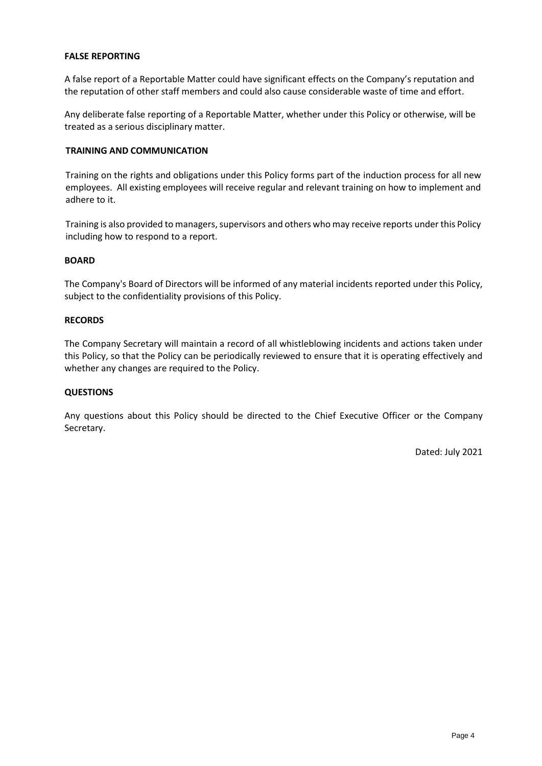## FALSE REPORTING

A false report of a Reportable Matter could have significant effects on the Company's reputation and the reputation of other staff members and could also cause considerable waste of time and effort.

Any deliberate false reporting of a Reportable Matter, whether under this Policy or otherwise, will be treated as a serious disciplinary matter.

## TRAINING AND COMMUNICATION

Training on the rights and obligations under this Policy forms part of the induction process for all new employees. All existing employees will receive regular and relevant training on how to implement and adhere to it.

Training is also provided to managers, supervisors and others who may receive reports under this Policy including how to respond to a report.

## BOARD

The Company's Board of Directors will be informed of any material incidents reported under this Policy, subject to the confidentiality provisions of this Policy.

## RECORDS

The Company Secretary will maintain a record of all whistleblowing incidents and actions taken under this Policy, so that the Policy can be periodically reviewed to ensure that it is operating effectively and whether any changes are required to the Policy.

## QUESTIONS

Any questions about this Policy should be directed to the Chief Executive Officer or the Company Secretary.

Dated: July 2021